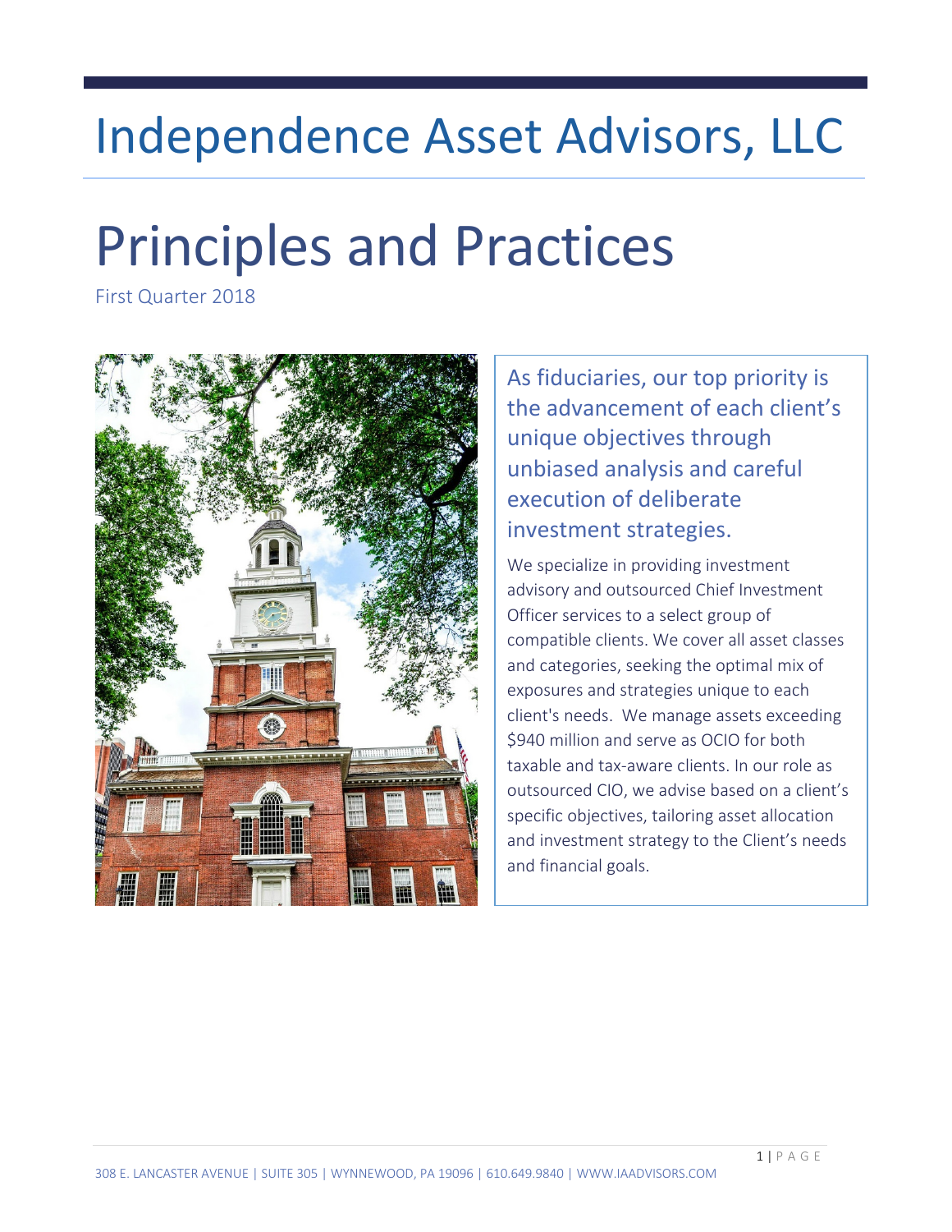# Independence Asset Advisors, LLC

# Principles and Practices

First Quarter 2018

## As fiduciaries, our top priority is the advancement of each client's unique objectives through unbiased analysis and careful execution of deliberate investment strategies.

We specialize in providing investment advisory and outsourced Chief Investment Officer services to a select group of compatible clients. We cover all asset classes and categories, seeking the optimal mix of exposures and strategies unique to each client's needs. We manage assets exceeding $940 million and serve as OCIO for both taxable and tax-aware clients. In our role as outsourced CIO, we advise based on a client's specific objectives, tailoring asset allocation and investment strategy to the Client's needs and financial goals.

308 E. LANCASTER AVENUE | SUITE 305 | WYNNEWOOD, PA 19096 | 610.649.9840 | WWW.IAADVISORS.COM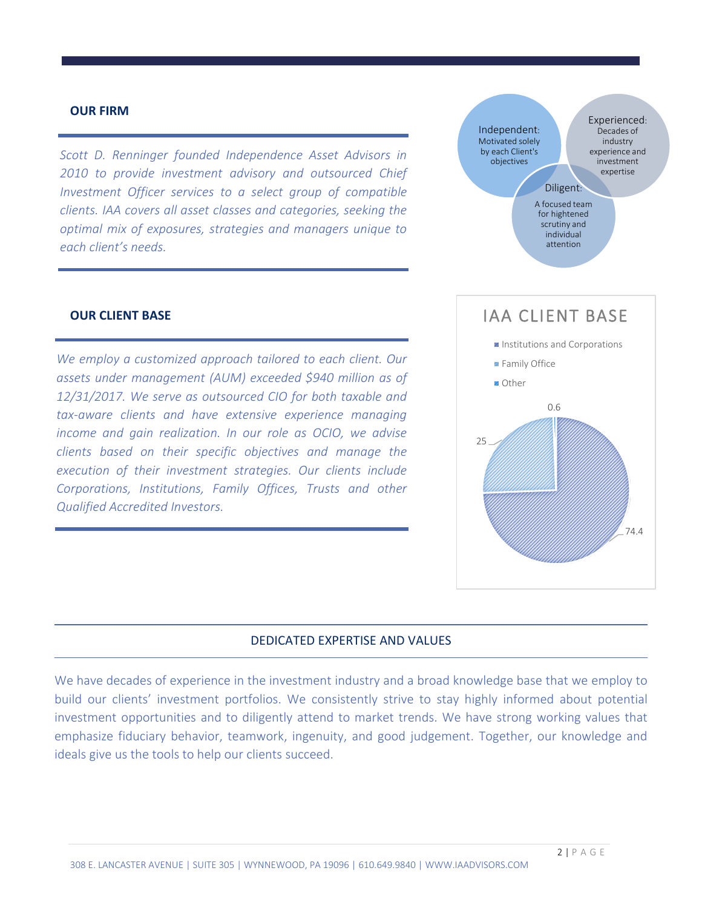## OUR FIRM

*Scott D. Renninger founded Independence Asset Advisors in 2010 to provide investment advisory and outsourced Chief Investment Officer services to a select group of compatible clients. IAA covers all asset classes and categories, seeking the optimal mix of exposures, strategies and managers unique to each client's needs.*

**Independent:** Motivated solely by each Client's objectives

**Experienced:** Decades of industry experience and investment expertise

**Diligent:** A focused team for hightened scrutiny and individual attention

## OUR CLIENT BASE

*We employ a customized approach tailored to each client. Our assets under management (AUM) exceeded $940 million as of 12/31/2017. We serve as outsourced CIO for both taxable and tax-aware clients and have extensive experience managing income and gain realization. In our role as OCIO, we advise clients based on their specific objectives and manage the execution of their investment strategies. Our clients include Corporations, Institutions, Family Offices, Trusts and other Qualified Accredited Investors.*

**IAA CLIENT BASE**

| Client Type | % |
| --- | --- |
| Institutions and Corporations | 74.4 |
| Family Office | 25 |
| Other | 0.6 |

## DEDICATED EXPERTISE AND VALUES

We have decades of experience in the investment industry and a broad knowledge base that we employ to build our clients' investment portfolios. We consistently strive to stay highly informed about potential investment opportunities and to diligently attend to market trends. We have strong working values that emphasize fiduciary behavior, teamwork, ingenuity, and good judgement. Together, our knowledge and ideals give us the tools to help our clients succeed.

308 E. LANCASTER AVENUE | SUITE 305 | WYNNEWOOD, PA 19096 | 610.649.9840 | WWW.IAADVISORS.COM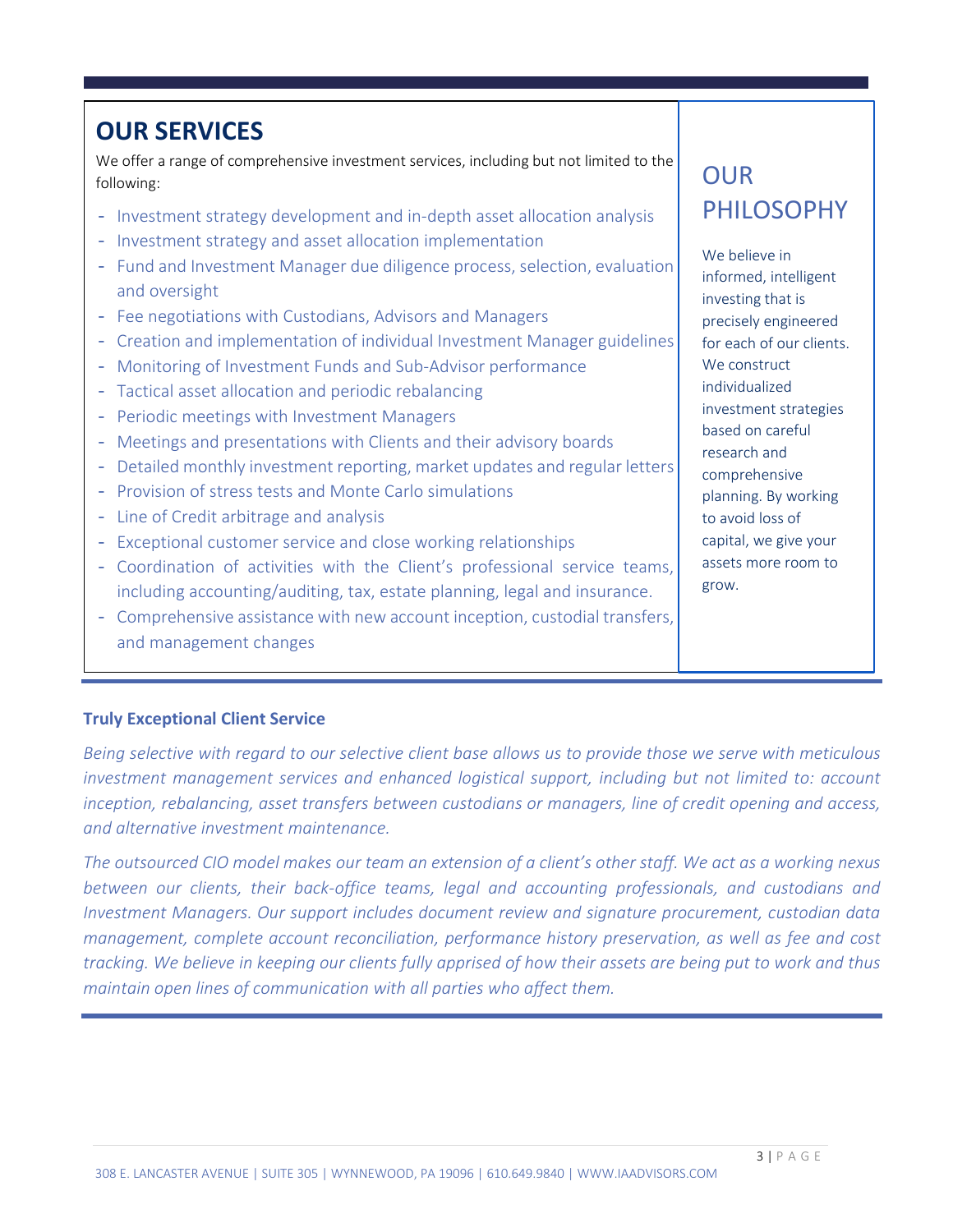## OUR SERVICES

We offer a range of comprehensive investment services, including but not limited to the following:

- Investment strategy development and in-depth asset allocation analysis
- Investment strategy and asset allocation implementation
- Fund and Investment Manager due diligence process, selection, evaluation and oversight
- Fee negotiations with Custodians, Advisors and Managers
- Creation and implementation of individual Investment Manager guidelines
- Monitoring of Investment Funds and Sub-Advisor performance
- Tactical asset allocation and periodic rebalancing
- Periodic meetings with Investment Managers
- Meetings and presentations with Clients and their advisory boards
- Detailed monthly investment reporting, market updates and regular letters
- Provision of stress tests and Monte Carlo simulations
- Line of Credit arbitrage and analysis
- Exceptional customer service and close working relationships
- Coordination of activities with the Client's professional service teams, including accounting/auditing, tax, estate planning, legal and insurance.
- Comprehensive assistance with new account inception, custodial transfers, and management changes

## OUR PHILOSOPHY

We believe in informed, intelligent investing that is precisely engineered for each of our clients. We construct individualized investment strategies based on careful research and comprehensive planning. By working to avoid loss of capital, we give your assets more room to grow.

### Truly Exceptional Client Service

*Being selective with regard to our selective client base allows us to provide those we serve with meticulous investment management services and enhanced logistical support, including but not limited to: account inception, rebalancing, asset transfers between custodians or managers, line of credit opening and access, and alternative investment maintenance.*

*The outsourced CIO model makes our team an extension of a client's other staff. We act as a working nexus between our clients, their back-office teams, legal and accounting professionals, and custodians and Investment Managers. Our support includes document review and signature procurement, custodian data management, complete account reconciliation, performance history preservation, as well as fee and cost tracking. We believe in keeping our clients fully apprised of how their assets are being put to work and thus maintain open lines of communication with all parties who affect them.*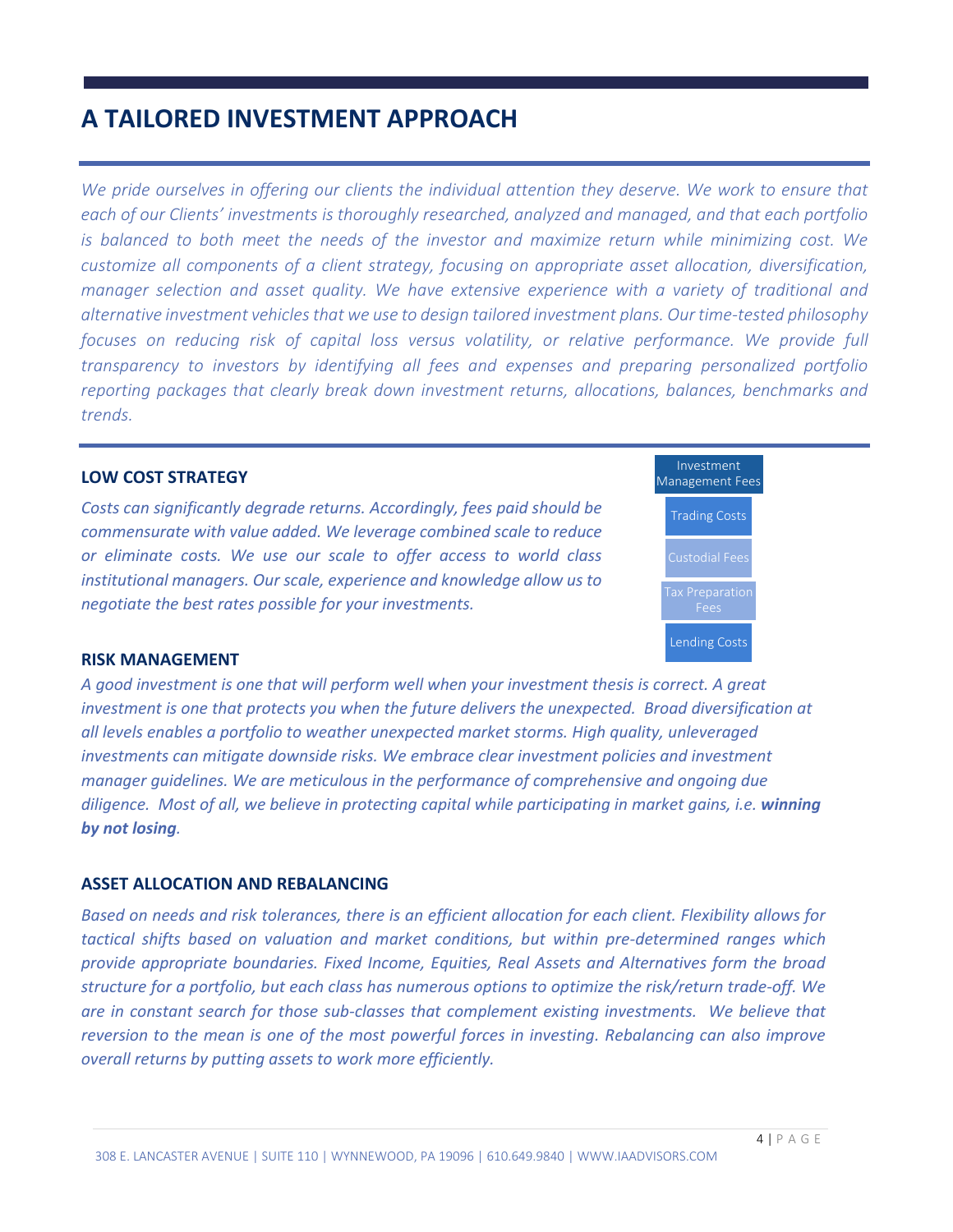# A TAILORED INVESTMENT APPROACH

*We pride ourselves in offering our clients the individual attention they deserve. We work to ensure that each of our Clients' investments is thoroughly researched, analyzed and managed, and that each portfolio is balanced to both meet the needs of the investor and maximize return while minimizing cost. We customize all components of a client strategy, focusing on appropriate asset allocation, diversification, manager selection and asset quality. We have extensive experience with a variety of traditional and alternative investment vehicles that we use to design tailored investment plans. Our time-tested philosophy focuses on reducing risk of capital loss versus volatility, or relative performance. We provide full transparency to investors by identifying all fees and expenses and preparing personalized portfolio reporting packages that clearly break down investment returns, allocations, balances, benchmarks and trends.*

## LOW COST STRATEGY

*Costs can significantly degrade returns. Accordingly, fees paid should be commensurate with value added. We leverage combined scale to reduce or eliminate costs. We use our scale to offer access to world class institutional managers. Our scale, experience and knowledge allow us to negotiate the best rates possible for your investments.*

- Investment Management Fees
- Trading Costs
- Custodial Fees
- Tax Preparation Fees
- Lending Costs

## RISK MANAGEMENT

*A good investment is one that will perform well when your investment thesis is correct. A great investment is one that protects you when the future delivers the unexpected. Broad diversification at all levels enables a portfolio to weather unexpected market storms. High quality, unleveraged investments can mitigate downside risks. We embrace clear investment policies and investment manager guidelines. We are meticulous in the performance of comprehensive and ongoing due diligence. Most of all, we believe in protecting capital while participating in market gains, i.e.* ***winning by not losing****.*

## ASSET ALLOCATION AND REBALANCING

*Based on needs and risk tolerances, there is an efficient allocation for each client. Flexibility allows for tactical shifts based on valuation and market conditions, but within pre-determined ranges which provide appropriate boundaries. Fixed Income, Equities, Real Assets and Alternatives form the broad structure for a portfolio, but each class has numerous options to optimize the risk/return trade-off. We are in constant search for those sub-classes that complement existing investments. We believe that reversion to the mean is one of the most powerful forces in investing. Rebalancing can also improve overall returns by putting assets to work more efficiently.*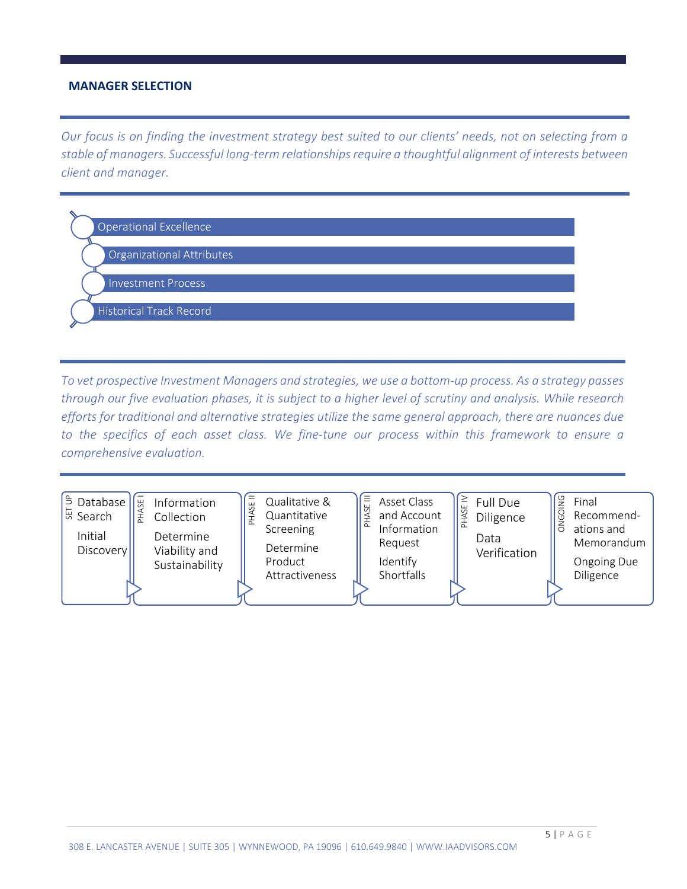## MANAGER SELECTION

*Our focus is on finding the investment strategy best suited to our clients' needs, not on selecting from a stable of managers. Successful long-term relationships require a thoughtful alignment of interests between client and manager.*

- Operational Excellence
- Organizational Attributes
- Investment Process
- Historical Track Record

*To vet prospective Investment Managers and strategies, we use a bottom-up process. As a strategy passes through our five evaluation phases, it is subject to a higher level of scrutiny and analysis. While research efforts for traditional and alternative strategies utilize the same general approach, there are nuances due to the specifics of each asset class. We fine-tune our process within this framework to ensure a comprehensive evaluation.*

| SET UP | PHASE I | PHASE II | PHASE III | PHASE IV | ONGOING |
| --- | --- | --- | --- | --- | --- |
| Database Search<br><br>Initial Discovery | Information Collection<br><br>Determine Viability and Sustainability | Qualitative & Quantitative Screening<br><br>Determine Product Attractiveness | Asset Class and Account Information Request<br><br>Identify Shortfalls | Full Due Diligence<br><br>Data Verification | Final Recommend-ations and Memorandum<br><br>Ongoing Due Diligence |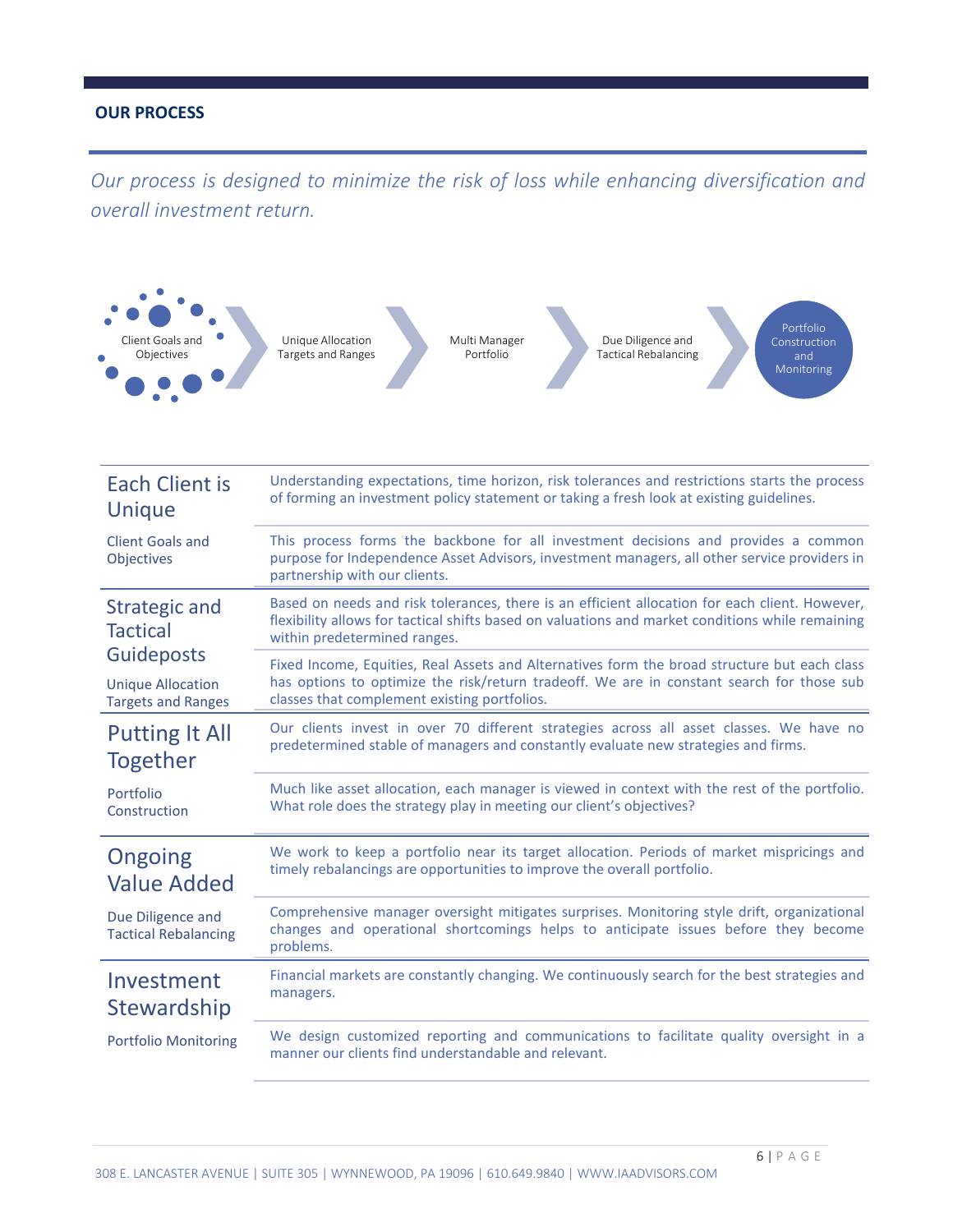## OUR PROCESS

*Our process is designed to minimize the risk of loss while enhancing diversification and overall investment return.*

Client Goals and Objectives → Unique Allocation Targets and Ranges → Multi Manager Portfolio → Due Diligence and Tactical Rebalancing → Portfolio Construction and Monitoring

### Each Client is Unique

**Client Goals and Objectives**

Understanding expectations, time horizon, risk tolerances and restrictions starts the process of forming an investment policy statement or taking a fresh look at existing guidelines.

This process forms the backbone for all investment decisions and provides a common purpose for Independence Asset Advisors, investment managers, all other service providers in partnership with our clients.

### Strategic and Tactical Guideposts

**Unique Allocation Targets and Ranges**

Based on needs and risk tolerances, there is an efficient allocation for each client. However, flexibility allows for tactical shifts based on valuations and market conditions while remaining within predetermined ranges.

Fixed Income, Equities, Real Assets and Alternatives form the broad structure but each class has options to optimize the risk/return tradeoff. We are in constant search for those sub classes that complement existing portfolios.

### Putting It All Together

**Portfolio Construction**

Our clients invest in over 70 different strategies across all asset classes. We have no predetermined stable of managers and constantly evaluate new strategies and firms.

Much like asset allocation, each manager is viewed in context with the rest of the portfolio. What role does the strategy play in meeting our client's objectives?

### Ongoing Value Added

**Due Diligence and Tactical Rebalancing**

We work to keep a portfolio near its target allocation. Periods of market mispricings and timely rebalancings are opportunities to improve the overall portfolio.

Comprehensive manager oversight mitigates surprises. Monitoring style drift, organizational changes and operational shortcomings helps to anticipate issues before they become problems.

### Investment Stewardship

**Portfolio Monitoring**

Financial markets are constantly changing. We continuously search for the best strategies and managers.

We design customized reporting and communications to facilitate quality oversight in a manner our clients find understandable and relevant.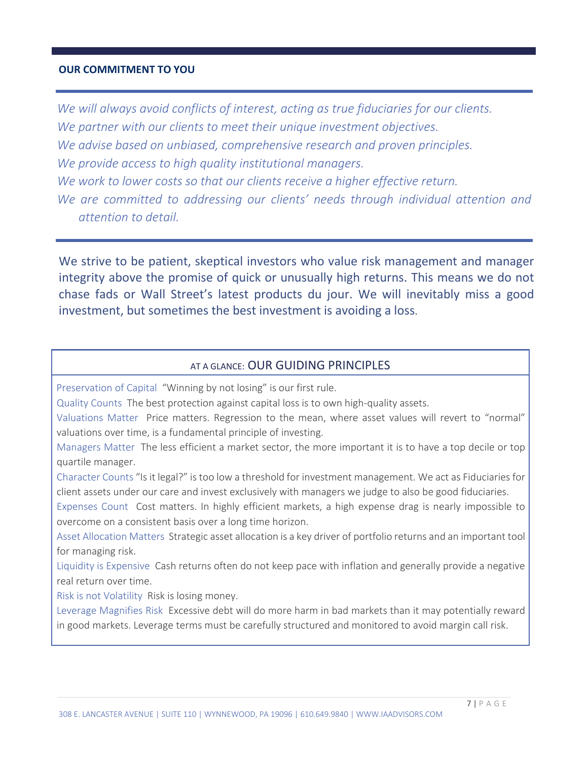## OUR COMMITMENT TO YOU

*We will always avoid conflicts of interest, acting as true fiduciaries for our clients.*
*We partner with our clients to meet their unique investment objectives.*
*We advise based on unbiased, comprehensive research and proven principles.*
*We provide access to high quality institutional managers.*
*We work to lower costs so that our clients receive a higher effective return.*
*We are committed to addressing our clients' needs through individual attention and attention to detail.*

We strive to be patient, skeptical investors who value risk management and manager integrity above the promise of quick or unusually high returns. This means we do not chase fads or Wall Street's latest products du jour. We will inevitably miss a good investment, but sometimes the best investment is avoiding a loss.

### AT A GLANCE: OUR GUIDING PRINCIPLES

Preservation of Capital "Winning by not losing" is our first rule.

Quality Counts The best protection against capital loss is to own high-quality assets.

Valuations Matter Price matters. Regression to the mean, where asset values will revert to "normal" valuations over time, is a fundamental principle of investing.

Managers Matter The less efficient a market sector, the more important it is to have a top decile or top quartile manager.

Character Counts "Is it legal?" is too low a threshold for investment management. We act as Fiduciaries for client assets under our care and invest exclusively with managers we judge to also be good fiduciaries.

Expenses Count Cost matters. In highly efficient markets, a high expense drag is nearly impossible to overcome on a consistent basis over a long time horizon.

Asset Allocation Matters Strategic asset allocation is a key driver of portfolio returns and an important tool for managing risk.

Liquidity is Expensive Cash returns often do not keep pace with inflation and generally provide a negative real return over time.

Risk is not Volatility Risk is losing money.

Leverage Magnifies Risk Excessive debt will do more harm in bad markets than it may potentially reward in good markets. Leverage terms must be carefully structured and monitored to avoid margin call risk.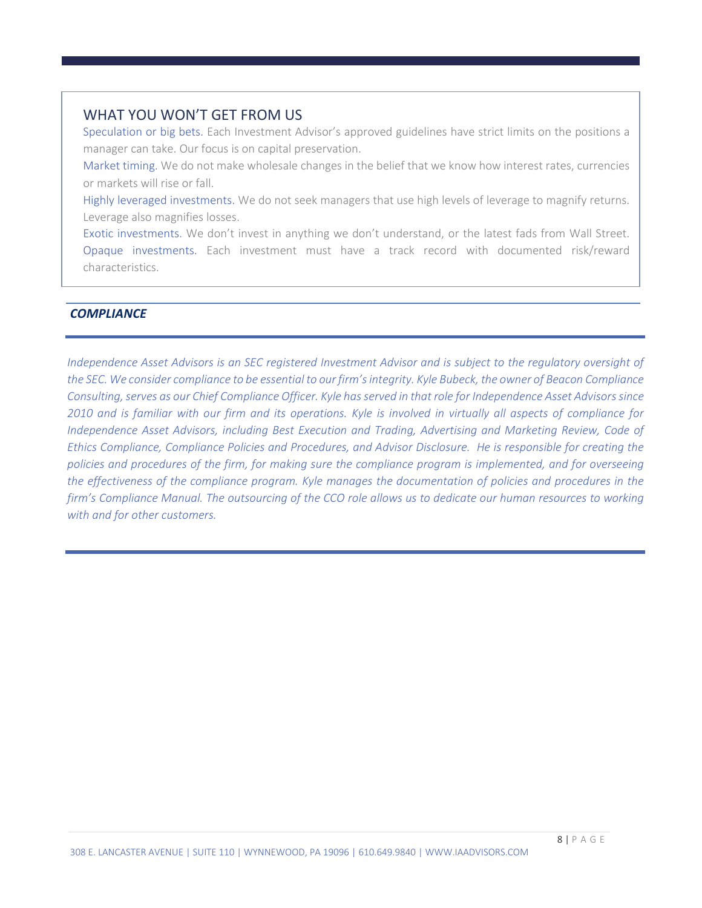## WHAT YOU WON'T GET FROM US

Speculation or big bets. Each Investment Advisor's approved guidelines have strict limits on the positions a manager can take. Our focus is on capital preservation.

Market timing. We do not make wholesale changes in the belief that we know how interest rates, currencies or markets will rise or fall.

Highly leveraged investments. We do not seek managers that use high levels of leverage to magnify returns. Leverage also magnifies losses.

Exotic investments. We don't invest in anything we don't understand, or the latest fads from Wall Street.

Opaque investments. Each investment must have a track record with documented risk/reward characteristics.

### *COMPLIANCE*

*Independence Asset Advisors is an SEC registered Investment Advisor and is subject to the regulatory oversight of the SEC. We consider compliance to be essential to our firm's integrity. Kyle Bubeck, the owner of Beacon Compliance Consulting, serves as our Chief Compliance Officer. Kyle has served in that role for Independence Asset Advisors since 2010 and is familiar with our firm and its operations. Kyle is involved in virtually all aspects of compliance for Independence Asset Advisors, including Best Execution and Trading, Advertising and Marketing Review, Code of Ethics Compliance, Compliance Policies and Procedures, and Advisor Disclosure. He is responsible for creating the policies and procedures of the firm, for making sure the compliance program is implemented, and for overseeing the effectiveness of the compliance program. Kyle manages the documentation of policies and procedures in the firm's Compliance Manual. The outsourcing of the CCO role allows us to dedicate our human resources to working with and for other customers.*

308 E. LANCASTER AVENUE | SUITE 110 | WYNNEWOOD, PA 19096 | 610.649.9840 | WWW.IAADVISORS.COM